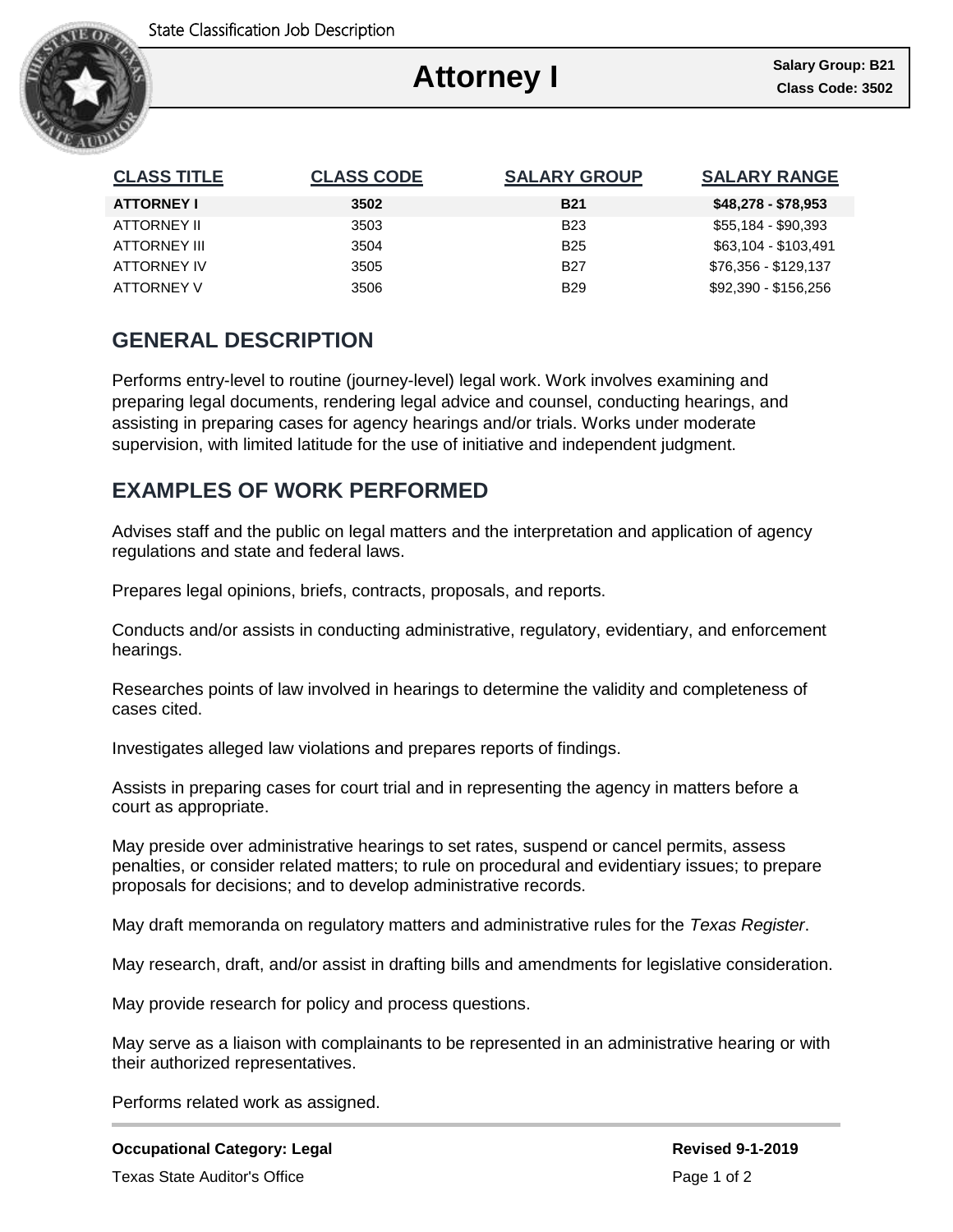State Classification Job Description

# Attorney I

**Salary Group: B21**
**Class Code: 3502**

| CLASS TITLE | CLASS CODE | SALARY GROUP | SALARY RANGE |
|---|---|---|---|
| **ATTORNEY I** | **3502** | **B21** | **$48,278 - $78,953** |
| ATTORNEY II | 3503 | B23 | $55,184 - $90,393 |
| ATTORNEY III | 3504 | B25 | $63,104 - $103,491 |
| ATTORNEY IV | 3505 | B27 | $76,356 - $129,137 |
| ATTORNEY V | 3506 | B29 | $92,390 - $156,256 |

## GENERAL DESCRIPTION

Performs entry-level to routine (journey-level) legal work. Work involves examining and preparing legal documents, rendering legal advice and counsel, conducting hearings, and assisting in preparing cases for agency hearings and/or trials. Works under moderate supervision, with limited latitude for the use of initiative and independent judgment.

## EXAMPLES OF WORK PERFORMED

Advises staff and the public on legal matters and the interpretation and application of agency regulations and state and federal laws.

Prepares legal opinions, briefs, contracts, proposals, and reports.

Conducts and/or assists in conducting administrative, regulatory, evidentiary, and enforcement hearings.

Researches points of law involved in hearings to determine the validity and completeness of cases cited.

Investigates alleged law violations and prepares reports of findings.

Assists in preparing cases for court trial and in representing the agency in matters before a court as appropriate.

May preside over administrative hearings to set rates, suspend or cancel permits, assess penalties, or consider related matters; to rule on procedural and evidentiary issues; to prepare proposals for decisions; and to develop administrative records.

May draft memoranda on regulatory matters and administrative rules for the *Texas Register*.

May research, draft, and/or assist in drafting bills and amendments for legislative consideration.

May provide research for policy and process questions.

May serve as a liaison with complainants to be represented in an administrative hearing or with their authorized representatives.

Performs related work as assigned.

**Occupational Category: Legal**

**Revised 9-1-2019**

Texas State Auditor's Office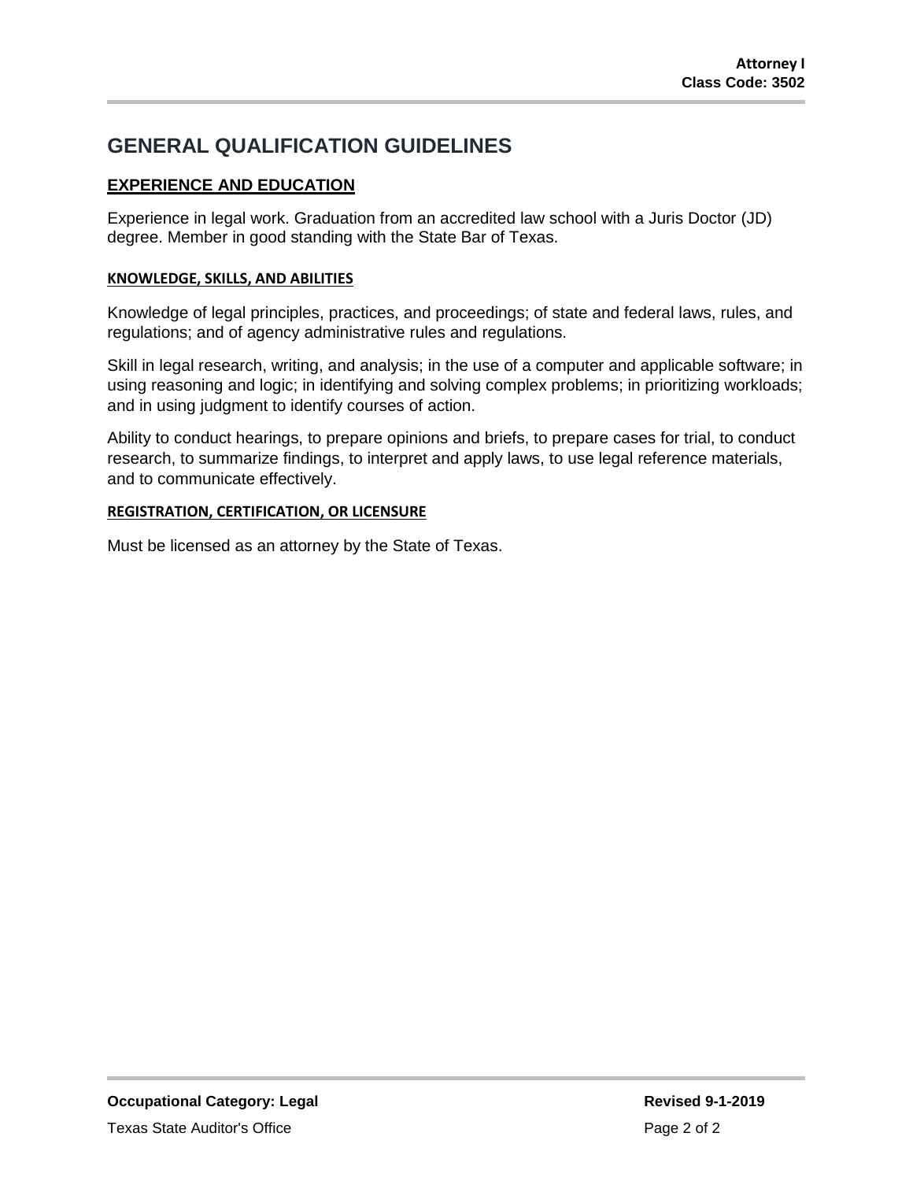# GENERAL QUALIFICATION GUIDELINES

## EXPERIENCE AND EDUCATION

Experience in legal work. Graduation from an accredited law school with a Juris Doctor (JD) degree. Member in good standing with the State Bar of Texas.

### KNOWLEDGE, SKILLS, AND ABILITIES

Knowledge of legal principles, practices, and proceedings; of state and federal laws, rules, and regulations; and of agency administrative rules and regulations.

Skill in legal research, writing, and analysis; in the use of a computer and applicable software; in using reasoning and logic; in identifying and solving complex problems; in prioritizing workloads; and in using judgment to identify courses of action.

Ability to conduct hearings, to prepare opinions and briefs, to prepare cases for trial, to conduct research, to summarize findings, to interpret and apply laws, to use legal reference materials, and to communicate effectively.

### REGISTRATION, CERTIFICATION, OR LICENSURE

Must be licensed as an attorney by the State of Texas.